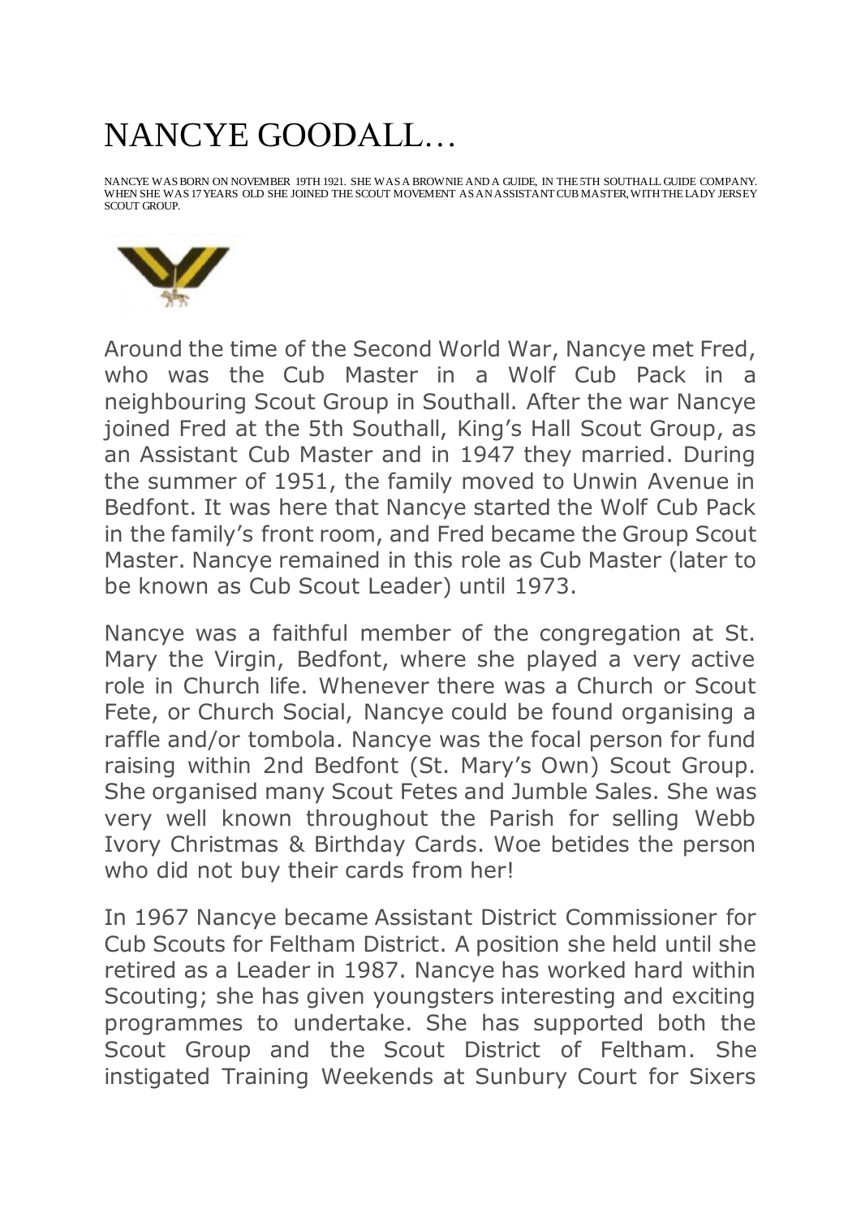# NANCYE GOODALL…

NANCYE WAS BORN ON NOVEMBER 19TH 1921. SHE WAS A BROWNIE AND A GUIDE, IN THE 5TH SOUTHALL GUIDE COMPANY. WHEN SHE WAS 17 YEARS OLD SHE JOINED THE SCOUT MOVEMENT AS AN ASSISTANT CUB MASTER, WITH THE LADY JERSEY SCOUT GROUP.

Around the time of the Second World War, Nancye met Fred, who was the Cub Master in a Wolf Cub Pack in a neighbouring Scout Group in Southall. After the war Nancye joined Fred at the 5th Southall, King's Hall Scout Group, as an Assistant Cub Master and in 1947 they married. During the summer of 1951, the family moved to Unwin Avenue in Bedfont. It was here that Nancye started the Wolf Cub Pack in the family's front room, and Fred became the Group Scout Master. Nancye remained in this role as Cub Master (later to be known as Cub Scout Leader) until 1973.

Nancye was a faithful member of the congregation at St. Mary the Virgin, Bedfont, where she played a very active role in Church life. Whenever there was a Church or Scout Fete, or Church Social, Nancye could be found organising a raffle and/or tombola. Nancye was the focal person for fund raising within 2nd Bedfont (St. Mary's Own) Scout Group. She organised many Scout Fetes and Jumble Sales. She was very well known throughout the Parish for selling Webb Ivory Christmas & Birthday Cards. Woe betides the person who did not buy their cards from her!

In 1967 Nancye became Assistant District Commissioner for Cub Scouts for Feltham District. A position she held until she retired as a Leader in 1987. Nancye has worked hard within Scouting; she has given youngsters interesting and exciting programmes to undertake. She has supported both the Scout Group and the Scout District of Feltham. She instigated Training Weekends at Sunbury Court for Sixers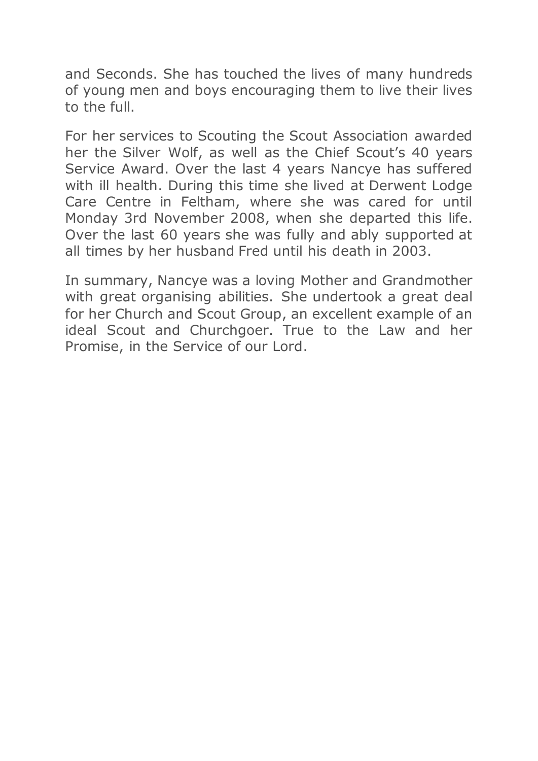and Seconds. She has touched the lives of many hundreds of young men and boys encouraging them to live their lives to the full.

For her services to Scouting the Scout Association awarded her the Silver Wolf, as well as the Chief Scout's 40 years Service Award. Over the last 4 years Nancye has suffered with ill health. During this time she lived at Derwent Lodge Care Centre in Feltham, where she was cared for until Monday 3rd November 2008, when she departed this life. Over the last 60 years she was fully and ably supported at all times by her husband Fred until his death in 2003.

In summary, Nancye was a loving Mother and Grandmother with great organising abilities. She undertook a great deal for her Church and Scout Group, an excellent example of an ideal Scout and Churchgoer. True to the Law and her Promise, in the Service of our Lord.